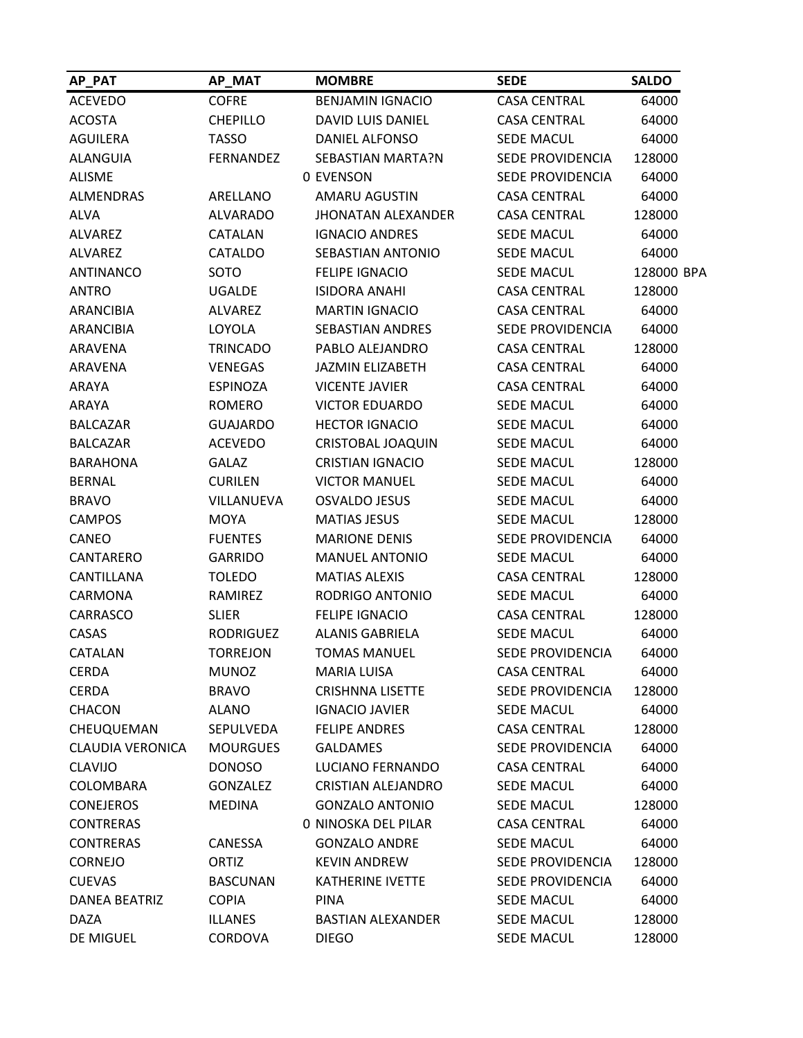| AP_PAT | AP_MAT | MOMBRE | SEDE | SALDO | |
|---|---|---|---|---|---|
| ACEVEDO | COFRE | BENJAMIN IGNACIO | CASA CENTRAL | 64000 | |
| ACOSTA | CHEPILLO | DAVID LUIS DANIEL | CASA CENTRAL | 64000 | |
| AGUILERA | TASSO | DANIEL ALFONSO | SEDE MACUL | 64000 | |
| ALANGUIA | FERNANDEZ | SEBASTIAN MARTA?N | SEDE PROVIDENCIA | 128000 | |
| ALISME | 0 | EVENSON | SEDE PROVIDENCIA | 64000 | |
| ALMENDRAS | ARELLANO | AMARU AGUSTIN | CASA CENTRAL | 64000 | |
| ALVA | ALVARADO | JHONATAN ALEXANDER | CASA CENTRAL | 128000 | |
| ALVAREZ | CATALAN | IGNACIO ANDRES | SEDE MACUL | 64000 | |
| ALVAREZ | CATALDO | SEBASTIAN ANTONIO | SEDE MACUL | 64000 | |
| ANTINANCO | SOTO | FELIPE IGNACIO | SEDE MACUL | 128000 | BPA |
| ANTRO | UGALDE | ISIDORA ANAHI | CASA CENTRAL | 128000 | |
| ARANCIBIA | ALVAREZ | MARTIN IGNACIO | CASA CENTRAL | 64000 | |
| ARANCIBIA | LOYOLA | SEBASTIAN ANDRES | SEDE PROVIDENCIA | 64000 | |
| ARAVENA | TRINCADO | PABLO ALEJANDRO | CASA CENTRAL | 128000 | |
| ARAVENA | VENEGAS | JAZMIN ELIZABETH | CASA CENTRAL | 64000 | |
| ARAYA | ESPINOZA | VICENTE JAVIER | CASA CENTRAL | 64000 | |
| ARAYA | ROMERO | VICTOR EDUARDO | SEDE MACUL | 64000 | |
| BALCAZAR | GUAJARDO | HECTOR IGNACIO | SEDE MACUL | 64000 | |
| BALCAZAR | ACEVEDO | CRISTOBAL JOAQUIN | SEDE MACUL | 64000 | |
| BARAHONA | GALAZ | CRISTIAN IGNACIO | SEDE MACUL | 128000 | |
| BERNAL | CURILEN | VICTOR MANUEL | SEDE MACUL | 64000 | |
| BRAVO | VILLANUEVA | OSVALDO JESUS | SEDE MACUL | 64000 | |
| CAMPOS | MOYA | MATIAS JESUS | SEDE MACUL | 128000 | |
| CANEO | FUENTES | MARIONE DENIS | SEDE PROVIDENCIA | 64000 | |
| CANTARERO | GARRIDO | MANUEL ANTONIO | SEDE MACUL | 64000 | |
| CANTILLANA | TOLEDO | MATIAS ALEXIS | CASA CENTRAL | 128000 | |
| CARMONA | RAMIREZ | RODRIGO ANTONIO | SEDE MACUL | 64000 | |
| CARRASCO | SLIER | FELIPE IGNACIO | CASA CENTRAL | 128000 | |
| CASAS | RODRIGUEZ | ALANIS GABRIELA | SEDE MACUL | 64000 | |
| CATALAN | TORREJON | TOMAS MANUEL | SEDE PROVIDENCIA | 64000 | |
| CERDA | MUNOZ | MARIA LUISA | CASA CENTRAL | 64000 | |
| CERDA | BRAVO | CRISHNNA LISETTE | SEDE PROVIDENCIA | 128000 | |
| CHACON | ALANO | IGNACIO JAVIER | SEDE MACUL | 64000 | |
| CHEUQUEMAN | SEPULVEDA | FELIPE ANDRES | CASA CENTRAL | 128000 | |
| CLAUDIA VERONICA | MOURGUES | GALDAMES | SEDE PROVIDENCIA | 64000 | |
| CLAVIJO | DONOSO | LUCIANO FERNANDO | CASA CENTRAL | 64000 | |
| COLOMBARA | GONZALEZ | CRISTIAN ALEJANDRO | SEDE MACUL | 64000 | |
| CONEJEROS | MEDINA | GONZALO ANTONIO | SEDE MACUL | 128000 | |
| CONTRERAS | 0 | NINOSKA DEL PILAR | CASA CENTRAL | 64000 | |
| CONTRERAS | CANESSA | GONZALO ANDRE | SEDE MACUL | 64000 | |
| CORNEJO | ORTIZ | KEVIN ANDREW | SEDE PROVIDENCIA | 128000 | |
| CUEVAS | BASCUNAN | KATHERINE IVETTE | SEDE PROVIDENCIA | 64000 | |
| DANEA BEATRIZ | COPIA | PINA | SEDE MACUL | 64000 | |
| DAZA | ILLANES | BASTIAN ALEXANDER | SEDE MACUL | 128000 | |
| DE MIGUEL | CORDOVA | DIEGO | SEDE MACUL | 128000 | |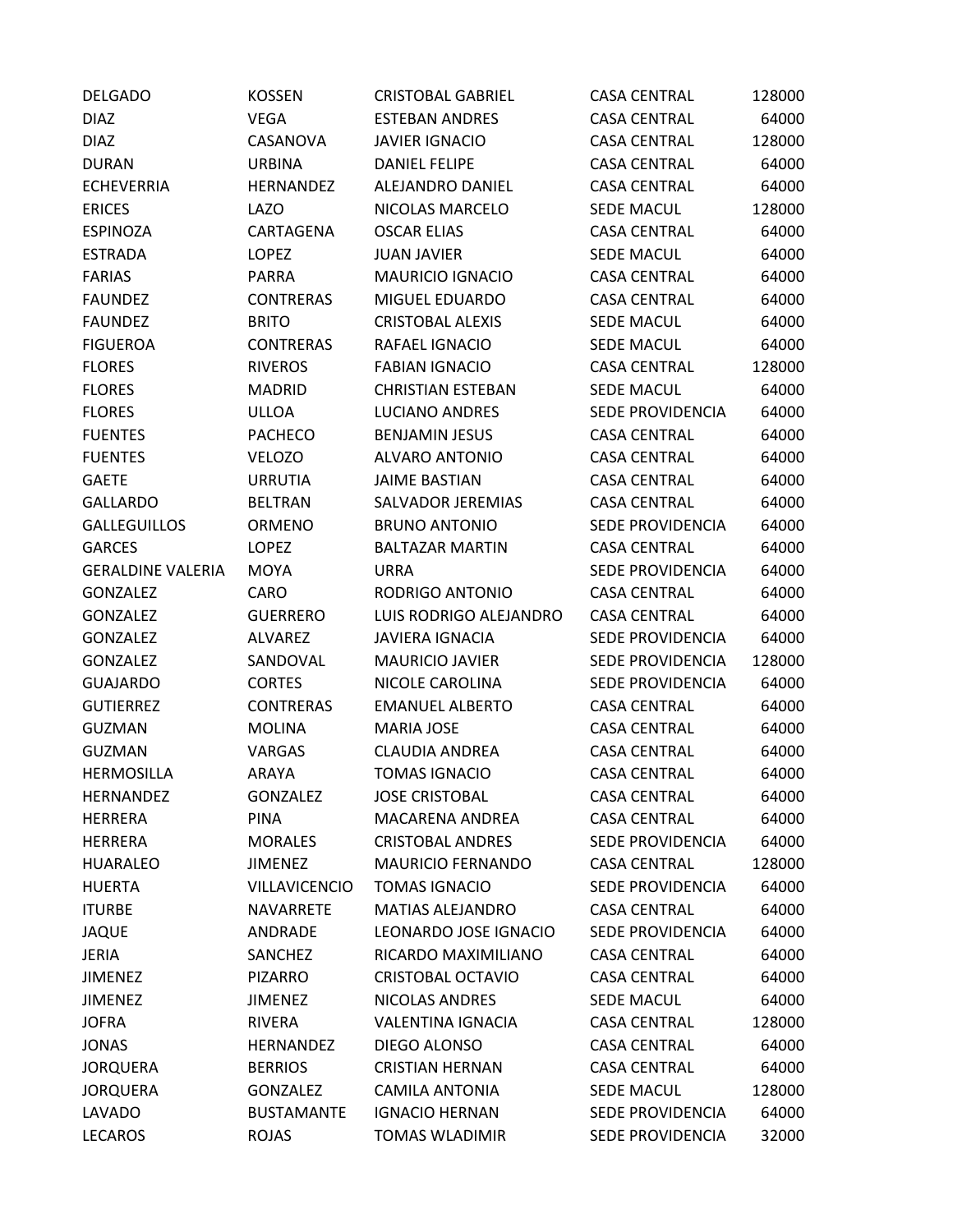| | | | | |
|---|---|---|---|---|
| DELGADO | KOSSEN | CRISTOBAL GABRIEL | CASA CENTRAL | 128000 |
| DIAZ | VEGA | ESTEBAN ANDRES | CASA CENTRAL | 64000 |
| DIAZ | CASANOVA | JAVIER IGNACIO | CASA CENTRAL | 128000 |
| DURAN | URBINA | DANIEL FELIPE | CASA CENTRAL | 64000 |
| ECHEVERRIA | HERNANDEZ | ALEJANDRO DANIEL | CASA CENTRAL | 64000 |
| ERICES | LAZO | NICOLAS MARCELO | SEDE MACUL | 128000 |
| ESPINOZA | CARTAGENA | OSCAR ELIAS | CASA CENTRAL | 64000 |
| ESTRADA | LOPEZ | JUAN JAVIER | SEDE MACUL | 64000 |
| FARIAS | PARRA | MAURICIO IGNACIO | CASA CENTRAL | 64000 |
| FAUNDEZ | CONTRERAS | MIGUEL EDUARDO | CASA CENTRAL | 64000 |
| FAUNDEZ | BRITO | CRISTOBAL ALEXIS | SEDE MACUL | 64000 |
| FIGUEROA | CONTRERAS | RAFAEL IGNACIO | SEDE MACUL | 64000 |
| FLORES | RIVEROS | FABIAN IGNACIO | CASA CENTRAL | 128000 |
| FLORES | MADRID | CHRISTIAN ESTEBAN | SEDE MACUL | 64000 |
| FLORES | ULLOA | LUCIANO ANDRES | SEDE PROVIDENCIA | 64000 |
| FUENTES | PACHECO | BENJAMIN JESUS | CASA CENTRAL | 64000 |
| FUENTES | VELOZO | ALVARO ANTONIO | CASA CENTRAL | 64000 |
| GAETE | URRUTIA | JAIME BASTIAN | CASA CENTRAL | 64000 |
| GALLARDO | BELTRAN | SALVADOR JEREMIAS | CASA CENTRAL | 64000 |
| GALLEGUILLOS | ORMENO | BRUNO ANTONIO | SEDE PROVIDENCIA | 64000 |
| GARCES | LOPEZ | BALTAZAR MARTIN | CASA CENTRAL | 64000 |
| GERALDINE VALERIA | MOYA | URRA | SEDE PROVIDENCIA | 64000 |
| GONZALEZ | CARO | RODRIGO ANTONIO | CASA CENTRAL | 64000 |
| GONZALEZ | GUERRERO | LUIS RODRIGO ALEJANDRO | CASA CENTRAL | 64000 |
| GONZALEZ | ALVAREZ | JAVIERA IGNACIA | SEDE PROVIDENCIA | 64000 |
| GONZALEZ | SANDOVAL | MAURICIO JAVIER | SEDE PROVIDENCIA | 128000 |
| GUAJARDO | CORTES | NICOLE CAROLINA | SEDE PROVIDENCIA | 64000 |
| GUTIERREZ | CONTRERAS | EMANUEL ALBERTO | CASA CENTRAL | 64000 |
| GUZMAN | MOLINA | MARIA JOSE | CASA CENTRAL | 64000 |
| GUZMAN | VARGAS | CLAUDIA ANDREA | CASA CENTRAL | 64000 |
| HERMOSILLA | ARAYA | TOMAS IGNACIO | CASA CENTRAL | 64000 |
| HERNANDEZ | GONZALEZ | JOSE CRISTOBAL | CASA CENTRAL | 64000 |
| HERRERA | PINA | MACARENA ANDREA | CASA CENTRAL | 64000 |
| HERRERA | MORALES | CRISTOBAL ANDRES | SEDE PROVIDENCIA | 64000 |
| HUARALEO | JIMENEZ | MAURICIO FERNANDO | CASA CENTRAL | 128000 |
| HUERTA | VILLAVICENCIO | TOMAS IGNACIO | SEDE PROVIDENCIA | 64000 |
| ITURBE | NAVARRETE | MATIAS ALEJANDRO | CASA CENTRAL | 64000 |
| JAQUE | ANDRADE | LEONARDO JOSE IGNACIO | SEDE PROVIDENCIA | 64000 |
| JERIA | SANCHEZ | RICARDO MAXIMILIANO | CASA CENTRAL | 64000 |
| JIMENEZ | PIZARRO | CRISTOBAL OCTAVIO | CASA CENTRAL | 64000 |
| JIMENEZ | JIMENEZ | NICOLAS ANDRES | SEDE MACUL | 64000 |
| JOFRA | RIVERA | VALENTINA IGNACIA | CASA CENTRAL | 128000 |
| JONAS | HERNANDEZ | DIEGO ALONSO | CASA CENTRAL | 64000 |
| JORQUERA | BERRIOS | CRISTIAN HERNAN | CASA CENTRAL | 64000 |
| JORQUERA | GONZALEZ | CAMILA ANTONIA | SEDE MACUL | 128000 |
| LAVADO | BUSTAMANTE | IGNACIO HERNAN | SEDE PROVIDENCIA | 64000 |
| LECAROS | ROJAS | TOMAS WLADIMIR | SEDE PROVIDENCIA | 32000 |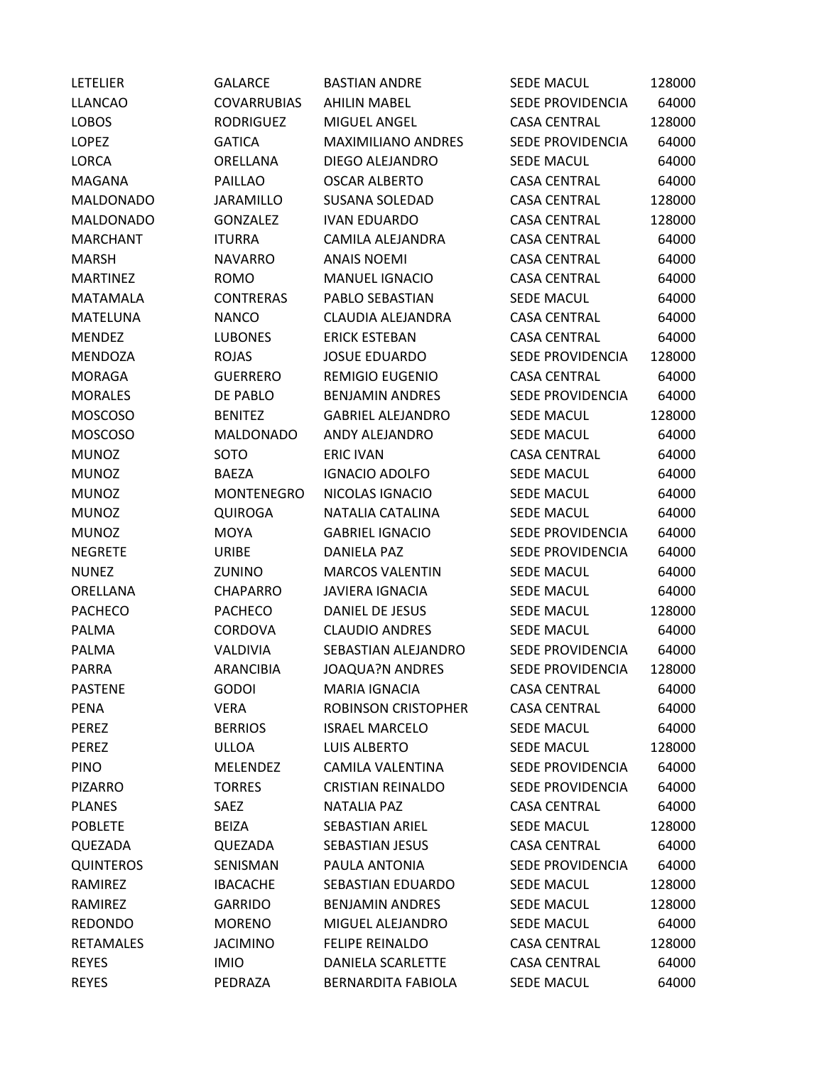| | | | | |
|---|---|---|---|---|
| LETELIER | GALARCE | BASTIAN ANDRE | SEDE MACUL | 128000 |
| LLANCAO | COVARRUBIAS | AHILIN MABEL | SEDE PROVIDENCIA | 64000 |
| LOBOS | RODRIGUEZ | MIGUEL ANGEL | CASA CENTRAL | 128000 |
| LOPEZ | GATICA | MAXIMILIANO ANDRES | SEDE PROVIDENCIA | 64000 |
| LORCA | ORELLANA | DIEGO ALEJANDRO | SEDE MACUL | 64000 |
| MAGANA | PAILLAO | OSCAR ALBERTO | CASA CENTRAL | 64000 |
| MALDONADO | JARAMILLO | SUSANA SOLEDAD | CASA CENTRAL | 128000 |
| MALDONADO | GONZALEZ | IVAN EDUARDO | CASA CENTRAL | 128000 |
| MARCHANT | ITURRA | CAMILA ALEJANDRA | CASA CENTRAL | 64000 |
| MARSH | NAVARRO | ANAIS NOEMI | CASA CENTRAL | 64000 |
| MARTINEZ | ROMO | MANUEL IGNACIO | CASA CENTRAL | 64000 |
| MATAMALA | CONTRERAS | PABLO SEBASTIAN | SEDE MACUL | 64000 |
| MATELUNA | NANCO | CLAUDIA ALEJANDRA | CASA CENTRAL | 64000 |
| MENDEZ | LUBONES | ERICK ESTEBAN | CASA CENTRAL | 64000 |
| MENDOZA | ROJAS | JOSUE EDUARDO | SEDE PROVIDENCIA | 128000 |
| MORAGA | GUERRERO | REMIGIO EUGENIO | CASA CENTRAL | 64000 |
| MORALES | DE PABLO | BENJAMIN ANDRES | SEDE PROVIDENCIA | 64000 |
| MOSCOSO | BENITEZ | GABRIEL ALEJANDRO | SEDE MACUL | 128000 |
| MOSCOSO | MALDONADO | ANDY ALEJANDRO | SEDE MACUL | 64000 |
| MUNOZ | SOTO | ERIC IVAN | CASA CENTRAL | 64000 |
| MUNOZ | BAEZA | IGNACIO ADOLFO | SEDE MACUL | 64000 |
| MUNOZ | MONTENEGRO | NICOLAS IGNACIO | SEDE MACUL | 64000 |
| MUNOZ | QUIROGA | NATALIA CATALINA | SEDE MACUL | 64000 |
| MUNOZ | MOYA | GABRIEL IGNACIO | SEDE PROVIDENCIA | 64000 |
| NEGRETE | URIBE | DANIELA PAZ | SEDE PROVIDENCIA | 64000 |
| NUNEZ | ZUNINO | MARCOS VALENTIN | SEDE MACUL | 64000 |
| ORELLANA | CHAPARRO | JAVIERA IGNACIA | SEDE MACUL | 64000 |
| PACHECO | PACHECO | DANIEL DE JESUS | SEDE MACUL | 128000 |
| PALMA | CORDOVA | CLAUDIO ANDRES | SEDE MACUL | 64000 |
| PALMA | VALDIVIA | SEBASTIAN ALEJANDRO | SEDE PROVIDENCIA | 64000 |
| PARRA | ARANCIBIA | JOAQUA?N ANDRES | SEDE PROVIDENCIA | 128000 |
| PASTENE | GODOI | MARIA IGNACIA | CASA CENTRAL | 64000 |
| PENA | VERA | ROBINSON CRISTOPHER | CASA CENTRAL | 64000 |
| PEREZ | BERRIOS | ISRAEL MARCELO | SEDE MACUL | 64000 |
| PEREZ | ULLOA | LUIS ALBERTO | SEDE MACUL | 128000 |
| PINO | MELENDEZ | CAMILA VALENTINA | SEDE PROVIDENCIA | 64000 |
| PIZARRO | TORRES | CRISTIAN REINALDO | SEDE PROVIDENCIA | 64000 |
| PLANES | SAEZ | NATALIA PAZ | CASA CENTRAL | 64000 |
| POBLETE | BEIZA | SEBASTIAN ARIEL | SEDE MACUL | 128000 |
| QUEZADA | QUEZADA | SEBASTIAN JESUS | CASA CENTRAL | 64000 |
| QUINTEROS | SENISMAN | PAULA ANTONIA | SEDE PROVIDENCIA | 64000 |
| RAMIREZ | IBACACHE | SEBASTIAN EDUARDO | SEDE MACUL | 128000 |
| RAMIREZ | GARRIDO | BENJAMIN ANDRES | SEDE MACUL | 128000 |
| REDONDO | MORENO | MIGUEL ALEJANDRO | SEDE MACUL | 64000 |
| RETAMALES | JACIMINO | FELIPE REINALDO | CASA CENTRAL | 128000 |
| REYES | IMIO | DANIELA SCARLETTE | CASA CENTRAL | 64000 |
| REYES | PEDRAZA | BERNARDITA FABIOLA | SEDE MACUL | 64000 |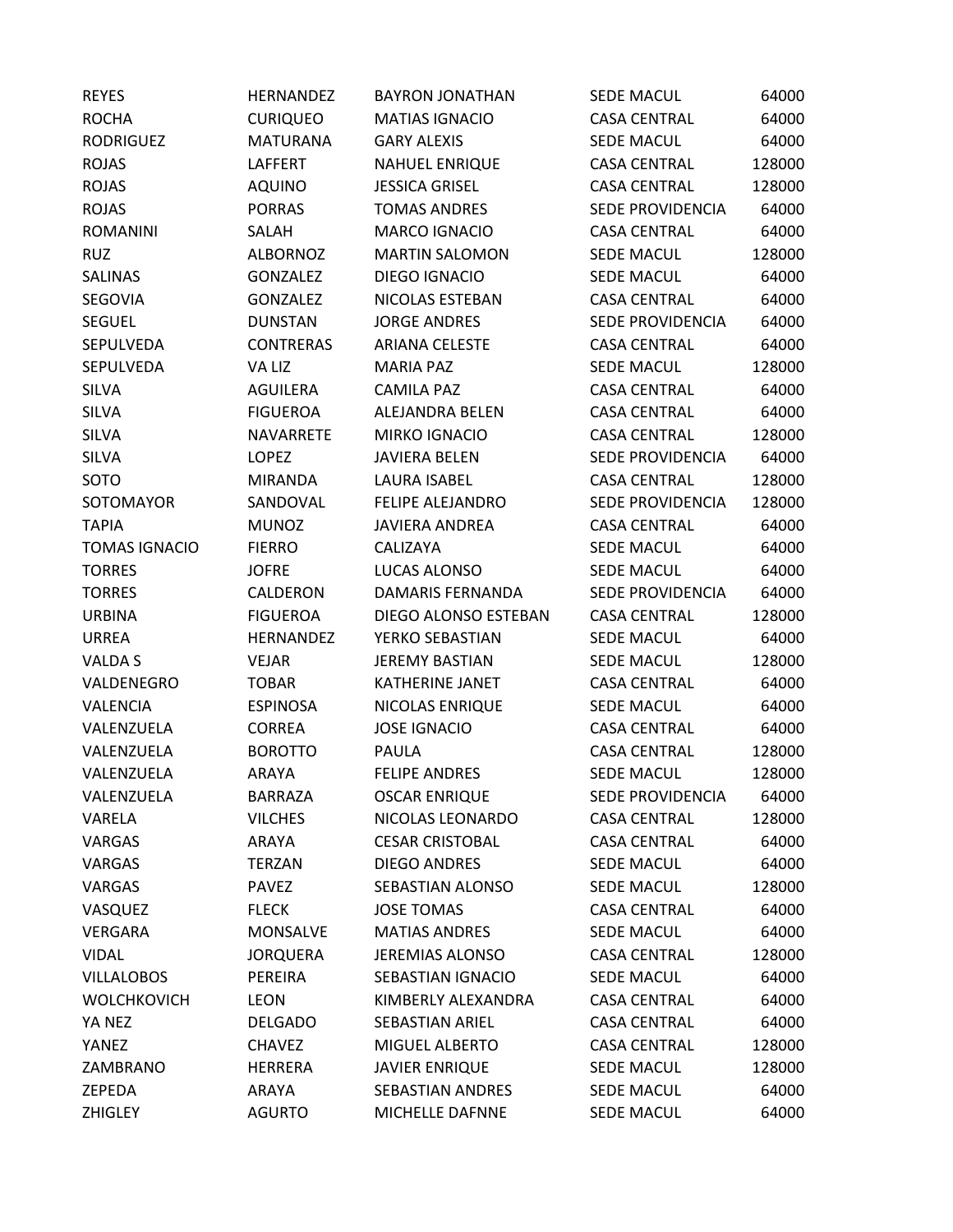| | | | | |
|---|---|---|---|---|
| REYES | HERNANDEZ | BAYRON JONATHAN | SEDE MACUL | 64000 |
| ROCHA | CURIQUEO | MATIAS IGNACIO | CASA CENTRAL | 64000 |
| RODRIGUEZ | MATURANA | GARY ALEXIS | SEDE MACUL | 64000 |
| ROJAS | LAFFERT | NAHUEL ENRIQUE | CASA CENTRAL | 128000 |
| ROJAS | AQUINO | JESSICA GRISEL | CASA CENTRAL | 128000 |
| ROJAS | PORRAS | TOMAS ANDRES | SEDE PROVIDENCIA | 64000 |
| ROMANINI | SALAH | MARCO IGNACIO | CASA CENTRAL | 64000 |
| RUZ | ALBORNOZ | MARTIN SALOMON | SEDE MACUL | 128000 |
| SALINAS | GONZALEZ | DIEGO IGNACIO | SEDE MACUL | 64000 |
| SEGOVIA | GONZALEZ | NICOLAS ESTEBAN | CASA CENTRAL | 64000 |
| SEGUEL | DUNSTAN | JORGE ANDRES | SEDE PROVIDENCIA | 64000 |
| SEPULVEDA | CONTRERAS | ARIANA CELESTE | CASA CENTRAL | 64000 |
| SEPULVEDA | VA LIZ | MARIA PAZ | SEDE MACUL | 128000 |
| SILVA | AGUILERA | CAMILA PAZ | CASA CENTRAL | 64000 |
| SILVA | FIGUEROA | ALEJANDRA BELEN | CASA CENTRAL | 64000 |
| SILVA | NAVARRETE | MIRKO IGNACIO | CASA CENTRAL | 128000 |
| SILVA | LOPEZ | JAVIERA BELEN | SEDE PROVIDENCIA | 64000 |
| SOTO | MIRANDA | LAURA ISABEL | CASA CENTRAL | 128000 |
| SOTOMAYOR | SANDOVAL | FELIPE ALEJANDRO | SEDE PROVIDENCIA | 128000 |
| TAPIA | MUNOZ | JAVIERA ANDREA | CASA CENTRAL | 64000 |
| TOMAS IGNACIO | FIERRO | CALIZAYA | SEDE MACUL | 64000 |
| TORRES | JOFRE | LUCAS ALONSO | SEDE MACUL | 64000 |
| TORRES | CALDERON | DAMARIS FERNANDA | SEDE PROVIDENCIA | 64000 |
| URBINA | FIGUEROA | DIEGO ALONSO ESTEBAN | CASA CENTRAL | 128000 |
| URREA | HERNANDEZ | YERKO SEBASTIAN | SEDE MACUL | 64000 |
| VALDA S | VEJAR | JEREMY BASTIAN | SEDE MACUL | 128000 |
| VALDENEGRO | TOBAR | KATHERINE JANET | CASA CENTRAL | 64000 |
| VALENCIA | ESPINOSA | NICOLAS ENRIQUE | SEDE MACUL | 64000 |
| VALENZUELA | CORREA | JOSE IGNACIO | CASA CENTRAL | 64000 |
| VALENZUELA | BOROTTO | PAULA | CASA CENTRAL | 128000 |
| VALENZUELA | ARAYA | FELIPE ANDRES | SEDE MACUL | 128000 |
| VALENZUELA | BARRAZA | OSCAR ENRIQUE | SEDE PROVIDENCIA | 64000 |
| VARELA | VILCHES | NICOLAS LEONARDO | CASA CENTRAL | 128000 |
| VARGAS | ARAYA | CESAR CRISTOBAL | CASA CENTRAL | 64000 |
| VARGAS | TERZAN | DIEGO ANDRES | SEDE MACUL | 64000 |
| VARGAS | PAVEZ | SEBASTIAN ALONSO | SEDE MACUL | 128000 |
| VASQUEZ | FLECK | JOSE TOMAS | CASA CENTRAL | 64000 |
| VERGARA | MONSALVE | MATIAS ANDRES | SEDE MACUL | 64000 |
| VIDAL | JORQUERA | JEREMIAS ALONSO | CASA CENTRAL | 128000 |
| VILLALOBOS | PEREIRA | SEBASTIAN IGNACIO | SEDE MACUL | 64000 |
| WOLCHKOVICH | LEON | KIMBERLY ALEXANDRA | CASA CENTRAL | 64000 |
| YA NEZ | DELGADO | SEBASTIAN ARIEL | CASA CENTRAL | 64000 |
| YANEZ | CHAVEZ | MIGUEL ALBERTO | CASA CENTRAL | 128000 |
| ZAMBRANO | HERRERA | JAVIER ENRIQUE | SEDE MACUL | 128000 |
| ZEPEDA | ARAYA | SEBASTIAN ANDRES | SEDE MACUL | 64000 |
| ZHIGLEY | AGURTO | MICHELLE DAFNNE | SEDE MACUL | 64000 |